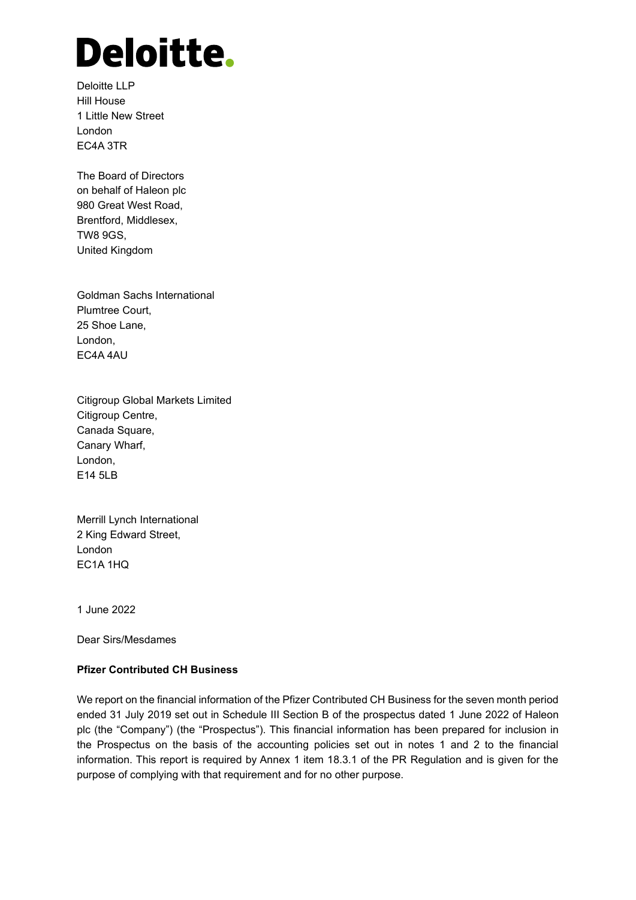# Deloitte.

Deloitte LLP
Hill House
1 Little New Street
London
EC4A 3TR

The Board of Directors
on behalf of Haleon plc
980 Great West Road,
Brentford, Middlesex,
TW8 9GS,
United Kingdom

Goldman Sachs International
Plumtree Court,
25 Shoe Lane,
London,
EC4A 4AU

Citigroup Global Markets Limited
Citigroup Centre,
Canada Square,
Canary Wharf,
London,
E14 5LB

Merrill Lynch International
2 King Edward Street,
London
EC1A 1HQ

1 June 2022

Dear Sirs/Mesdames

**Pfizer Contributed CH Business**

We report on the financial information of the Pfizer Contributed CH Business for the seven month period ended 31 July 2019 set out in Schedule III Section B of the prospectus dated 1 June 2022 of Haleon plc (the "Company") (the "Prospectus"). This financial information has been prepared for inclusion in the Prospectus on the basis of the accounting policies set out in notes 1 and 2 to the financial information. This report is required by Annex 1 item 18.3.1 of the PR Regulation and is given for the purpose of complying with that requirement and for no other purpose.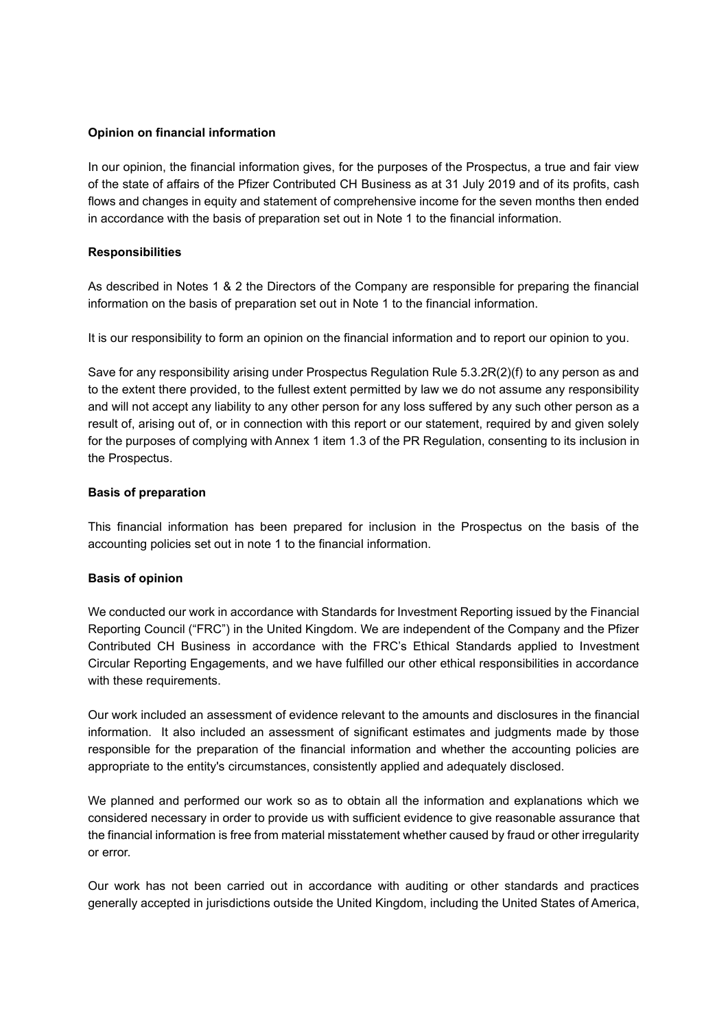**Opinion on financial information**

In our opinion, the financial information gives, for the purposes of the Prospectus, a true and fair view of the state of affairs of the Pfizer Contributed CH Business as at 31 July 2019 and of its profits, cash flows and changes in equity and statement of comprehensive income for the seven months then ended in accordance with the basis of preparation set out in Note 1 to the financial information.

**Responsibilities**

As described in Notes 1 & 2 the Directors of the Company are responsible for preparing the financial information on the basis of preparation set out in Note 1 to the financial information.

It is our responsibility to form an opinion on the financial information and to report our opinion to you.

Save for any responsibility arising under Prospectus Regulation Rule 5.3.2R(2)(f) to any person as and to the extent there provided, to the fullest extent permitted by law we do not assume any responsibility and will not accept any liability to any other person for any loss suffered by any such other person as a result of, arising out of, or in connection with this report or our statement, required by and given solely for the purposes of complying with Annex 1 item 1.3 of the PR Regulation, consenting to its inclusion in the Prospectus.

**Basis of preparation**

This financial information has been prepared for inclusion in the Prospectus on the basis of the accounting policies set out in note 1 to the financial information.

**Basis of opinion**

We conducted our work in accordance with Standards for Investment Reporting issued by the Financial Reporting Council ("FRC") in the United Kingdom. We are independent of the Company and the Pfizer Contributed CH Business in accordance with the FRC's Ethical Standards applied to Investment Circular Reporting Engagements, and we have fulfilled our other ethical responsibilities in accordance with these requirements.

Our work included an assessment of evidence relevant to the amounts and disclosures in the financial information. It also included an assessment of significant estimates and judgments made by those responsible for the preparation of the financial information and whether the accounting policies are appropriate to the entity's circumstances, consistently applied and adequately disclosed.

We planned and performed our work so as to obtain all the information and explanations which we considered necessary in order to provide us with sufficient evidence to give reasonable assurance that the financial information is free from material misstatement whether caused by fraud or other irregularity or error.

Our work has not been carried out in accordance with auditing or other standards and practices generally accepted in jurisdictions outside the United Kingdom, including the United States of America,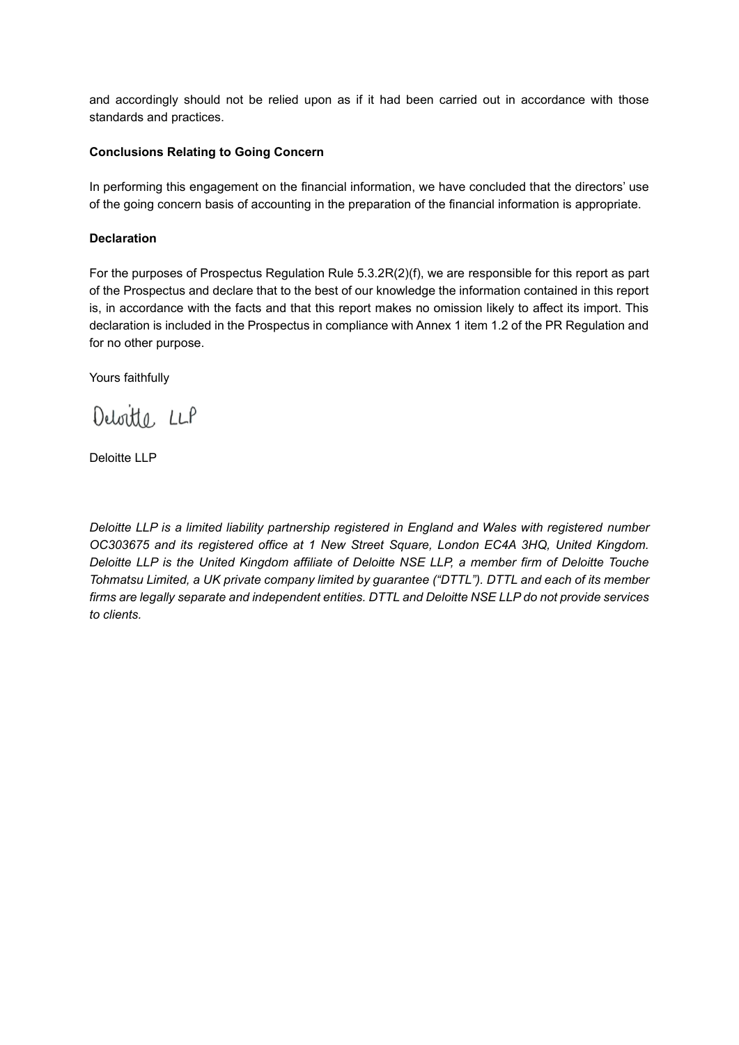and accordingly should not be relied upon as if it had been carried out in accordance with those standards and practices.

**Conclusions Relating to Going Concern**

In performing this engagement on the financial information, we have concluded that the directors' use of the going concern basis of accounting in the preparation of the financial information is appropriate.

**Declaration**

For the purposes of Prospectus Regulation Rule 5.3.2R(2)(f), we are responsible for this report as part of the Prospectus and declare that to the best of our knowledge the information contained in this report is, in accordance with the facts and that this report makes no omission likely to affect its import. This declaration is included in the Prospectus in compliance with Annex 1 item 1.2 of the PR Regulation and for no other purpose.

Yours faithfully

Deloitte LLP

Deloitte LLP

*Deloitte LLP is a limited liability partnership registered in England and Wales with registered number OC303675 and its registered office at 1 New Street Square, London EC4A 3HQ, United Kingdom. Deloitte LLP is the United Kingdom affiliate of Deloitte NSE LLP, a member firm of Deloitte Touche Tohmatsu Limited, a UK private company limited by guarantee ("DTTL"). DTTL and each of its member firms are legally separate and independent entities. DTTL and Deloitte NSE LLP do not provide services to clients.*